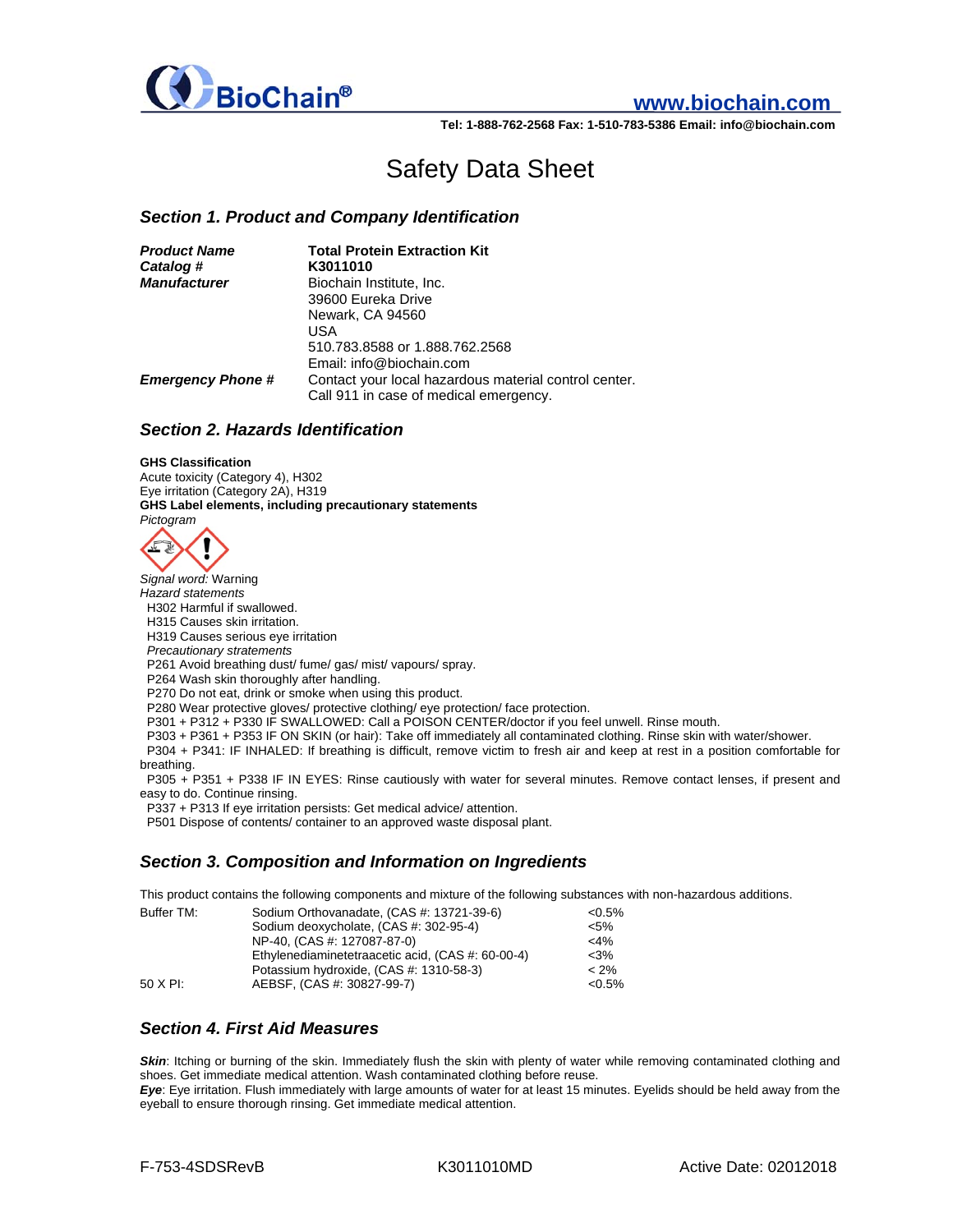BioChain®

www.biochain.com

Tel: 1-888-762-2568 Fax: 1-510-783-5386 Email: info@biochain.com

# Safety Data Sheet

## Section 1. Product and Company Identification

| | |
|---|---|
| ***Product Name*** | **Total Protein Extraction Kit** |
| ***Catalog #*** | **K3011010** |
| ***Manufacturer*** | Biochain Institute, Inc.<br>39600 Eureka Drive<br>Newark, CA 94560<br>USA<br>510.783.8588 or 1.888.762.2568<br>Email: info@biochain.com |
| ***Emergency Phone #*** | Contact your local hazardous material control center.<br>Call 911 in case of medical emergency. |

## Section 2. Hazards Identification

**GHS Classification**
Acute toxicity (Category 4), H302
Eye irritation (Category 2A), H319
**GHS Label elements, including precautionary statements**
*Pictogram*

*Signal word:* Warning
*Hazard statements*
H302 Harmful if swallowed.
H315 Causes skin irritation.
H319 Causes serious eye irritation
*Precautionary stratements*
P261 Avoid breathing dust/ fume/ gas/ mist/ vapours/ spray.
P264 Wash skin thoroughly after handling.
P270 Do not eat, drink or smoke when using this product.
P280 Wear protective gloves/ protective clothing/ eye protection/ face protection.
P301 + P312 + P330 IF SWALLOWED: Call a POISON CENTER/doctor if you feel unwell. Rinse mouth.
P303 + P361 + P353 IF ON SKIN (or hair): Take off immediately all contaminated clothing. Rinse skin with water/shower.
P304 + P341: IF INHALED: If breathing is difficult, remove victim to fresh air and keep at rest in a position comfortable for breathing.
P305 + P351 + P338 IF IN EYES: Rinse cautiously with water for several minutes. Remove contact lenses, if present and easy to do. Continue rinsing.
P337 + P313 If eye irritation persists: Get medical advice/ attention.
P501 Dispose of contents/ container to an approved waste disposal plant.

## Section 3. Composition and Information on Ingredients

This product contains the following components and mixture of the following substances with non-hazardous additions.

| | | |
|---|---|---|
| Buffer TM: | Sodium Orthovanadate, (CAS #: 13721-39-6) | <0.5% |
| | Sodium deoxycholate, (CAS #: 302-95-4) | <5% |
| | NP-40, (CAS #: 127087-87-0) | <4% |
| | Ethylenediaminetetraacetic acid, (CAS #: 60-00-4) | <3% |
| | Potassium hydroxide, (CAS #: 1310-58-3) | < 2% |
| 50 X PI: | AEBSF, (CAS #: 30827-99-7) | <0.5% |

## Section 4. First Aid Measures

***Skin***: Itching or burning of the skin. Immediately flush the skin with plenty of water while removing contaminated clothing and shoes. Get immediate medical attention. Wash contaminated clothing before reuse.
***Eye***: Eye irritation. Flush immediately with large amounts of water for at least 15 minutes. Eyelids should be held away from the eyeball to ensure thorough rinsing. Get immediate medical attention.

F-753-4SDSRevB K3011010MD Active Date: 02012018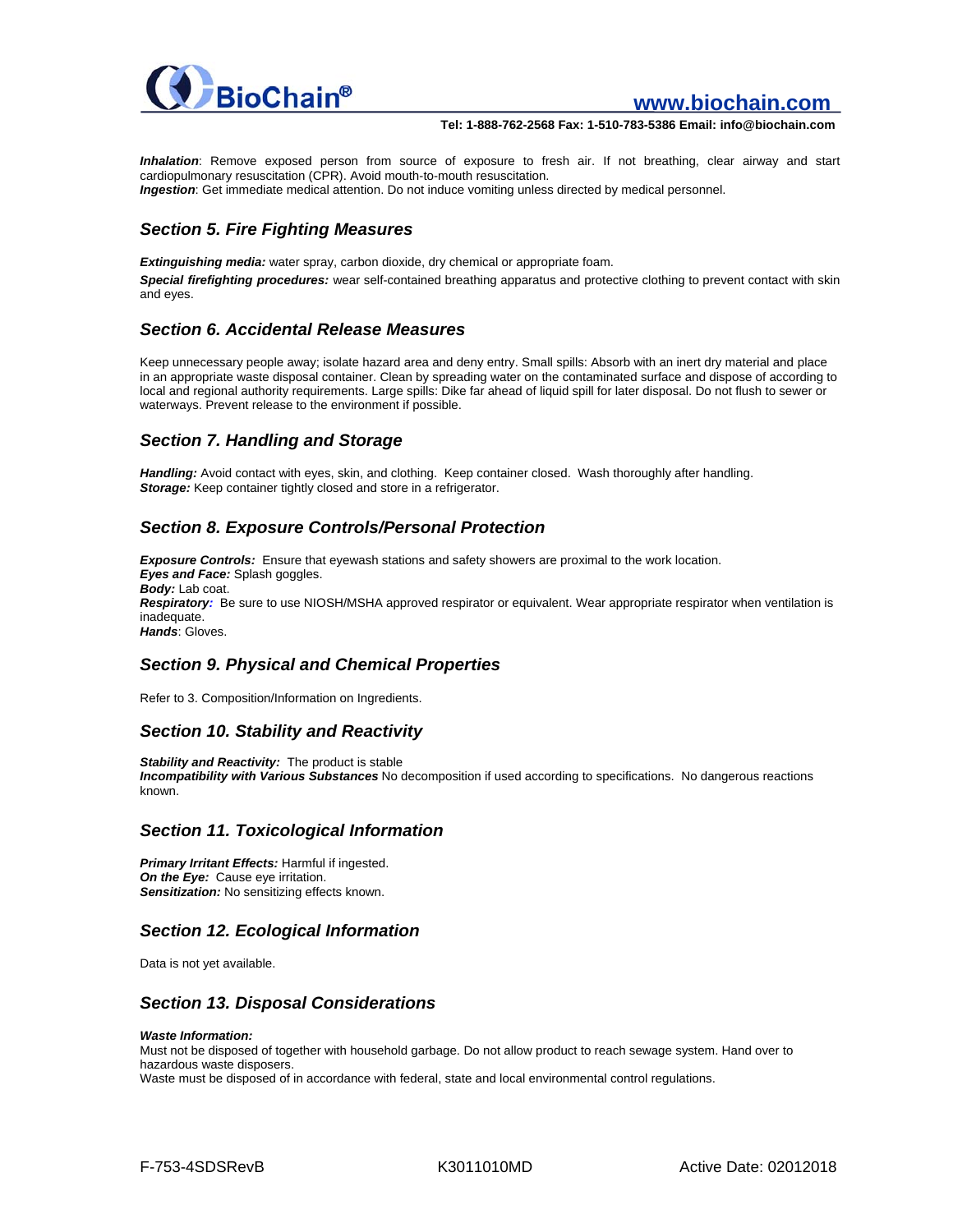***Inhalation***: Remove exposed person from source of exposure to fresh air. If not breathing, clear airway and start cardiopulmonary resuscitation (CPR). Avoid mouth-to-mouth resuscitation.
***Ingestion***: Get immediate medical attention. Do not induce vomiting unless directed by medical personnel.

## *Section 5. Fire Fighting Measures*

***Extinguishing media:*** water spray, carbon dioxide, dry chemical or appropriate foam.

***Special firefighting procedures:*** wear self-contained breathing apparatus and protective clothing to prevent contact with skin and eyes.

## *Section 6. Accidental Release Measures*

Keep unnecessary people away; isolate hazard area and deny entry. Small spills: Absorb with an inert dry material and place in an appropriate waste disposal container. Clean by spreading water on the contaminated surface and dispose of according to local and regional authority requirements. Large spills: Dike far ahead of liquid spill for later disposal. Do not flush to sewer or waterways. Prevent release to the environment if possible.

## *Section 7. Handling and Storage*

***Handling:*** Avoid contact with eyes, skin, and clothing. Keep container closed. Wash thoroughly after handling.
***Storage:*** Keep container tightly closed and store in a refrigerator.

## *Section 8. Exposure Controls/Personal Protection*

***Exposure Controls:*** Ensure that eyewash stations and safety showers are proximal to the work location.
***Eyes and Face:*** Splash goggles.
***Body:*** Lab coat.
***Respiratory:*** Be sure to use NIOSH/MSHA approved respirator or equivalent. Wear appropriate respirator when ventilation is inadequate.
***Hands***: Gloves.

## *Section 9. Physical and Chemical Properties*

Refer to 3. Composition/Information on Ingredients.

## *Section 10. Stability and Reactivity*

***Stability and Reactivity:*** The product is stable
***Incompatibility with Various Substances*** No decomposition if used according to specifications. No dangerous reactions known.

## *Section 11. Toxicological Information*

***Primary Irritant Effects:*** Harmful if ingested.
***On the Eye:*** Cause eye irritation.
***Sensitization:*** No sensitizing effects known.

## *Section 12. Ecological Information*

Data is not yet available.

## *Section 13. Disposal Considerations*

***Waste Information:***
Must not be disposed of together with household garbage. Do not allow product to reach sewage system. Hand over to hazardous waste disposers.
Waste must be disposed of in accordance with federal, state and local environmental control regulations.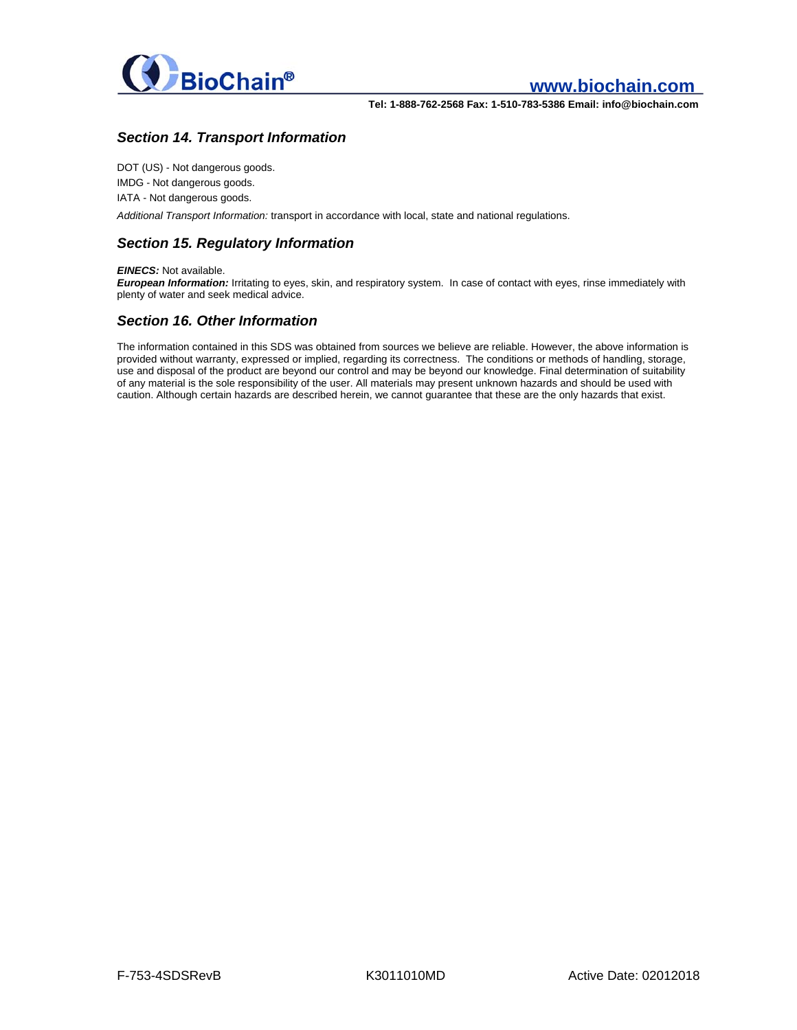## Section 14. Transport Information

DOT (US) - Not dangerous goods.

IMDG - Not dangerous goods.

IATA - Not dangerous goods.

*Additional Transport Information:* transport in accordance with local, state and national regulations.

## Section 15. Regulatory Information

***EINECS:*** Not available.
***European Information:*** Irritating to eyes, skin, and respiratory system. In case of contact with eyes, rinse immediately with plenty of water and seek medical advice.

## Section 16. Other Information

The information contained in this SDS was obtained from sources we believe are reliable. However, the above information is provided without warranty, expressed or implied, regarding its correctness. The conditions or methods of handling, storage, use and disposal of the product are beyond our control and may be beyond our knowledge. Final determination of suitability of any material is the sole responsibility of the user. All materials may present unknown hazards and should be used with caution. Although certain hazards are described herein, we cannot guarantee that these are the only hazards that exist.